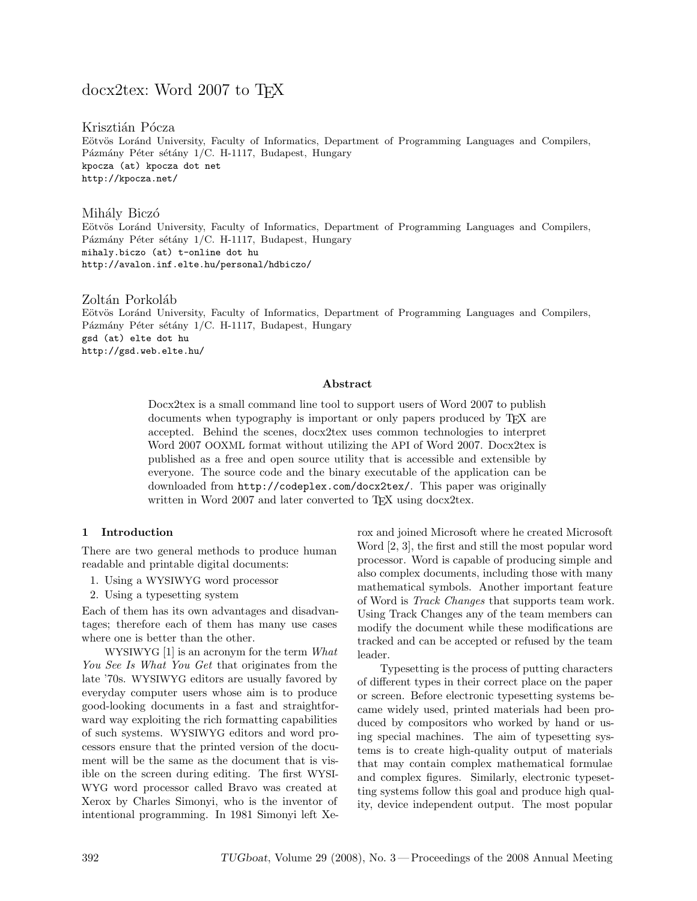# docx2tex: Word 2007 to TEX

Krisztián Pócza
Eötvös Loránd University, Faculty of Informatics, Department of Programming Languages and Compilers,
Pázmány Péter sétány 1/C. H-1117, Budapest, Hungary
kpocza (at) kpocza dot net
http://kpocza.net/

Mihály Biczó
Eötvös Loránd University, Faculty of Informatics, Department of Programming Languages and Compilers,
Pázmány Péter sétány 1/C. H-1117, Budapest, Hungary
mihaly.biczo (at) t-online dot hu
http://avalon.inf.elte.hu/personal/hdbiczo/

Zoltán Porkoláb
Eötvös Loránd University, Faculty of Informatics, Department of Programming Languages and Compilers,
Pázmány Péter sétány 1/C. H-1117, Budapest, Hungary
gsd (at) elte dot hu
http://gsd.web.elte.hu/

**Abstract**

Docx2tex is a small command line tool to support users of Word 2007 to publish documents when typography is important or only papers produced by TEX are accepted. Behind the scenes, docx2tex uses common technologies to interpret Word 2007 OOXML format without utilizing the API of Word 2007. Docx2tex is published as a free and open source utility that is accessible and extensible by everyone. The source code and the binary executable of the application can be downloaded from http://codeplex.com/docx2tex/. This paper was originally written in Word 2007 and later converted to TEX using docx2tex.

## 1 Introduction

There are two general methods to produce human readable and printable digital documents:

1. Using a WYSIWYG word processor
2. Using a typesetting system

Each of them has its own advantages and disadvantages; therefore each of them has many use cases where one is better than the other.

WYSIWYG [1] is an acronym for the term *What You See Is What You Get* that originates from the late '70s. WYSIWYG editors are usually favored by everyday computer users whose aim is to produce good-looking documents in a fast and straightforward way exploiting the rich formatting capabilities of such systems. WYSIWYG editors and word processors ensure that the printed version of the document will be the same as the document that is visible on the screen during editing. The first WYSIWYG word processor called Bravo was created at Xerox by Charles Simonyi, who is the inventor of intentional programming. In 1981 Simonyi left Xerox and joined Microsoft where he created Microsoft Word [2, 3], the first and still the most popular word processor. Word is capable of producing simple and also complex documents, including those with many mathematical symbols. Another important feature of Word is *Track Changes* that supports team work. Using Track Changes any of the team members can modify the document while these modifications are tracked and can be accepted or refused by the team leader.

Typesetting is the process of putting characters of different types in their correct place on the paper or screen. Before electronic typesetting systems became widely used, printed materials had been produced by compositors who worked by hand or using special machines. The aim of typesetting systems is to create high-quality output of materials that may contain complex mathematical formulae and complex figures. Similarly, electronic typesetting systems follow this goal and produce high quality, device independent output. The most popular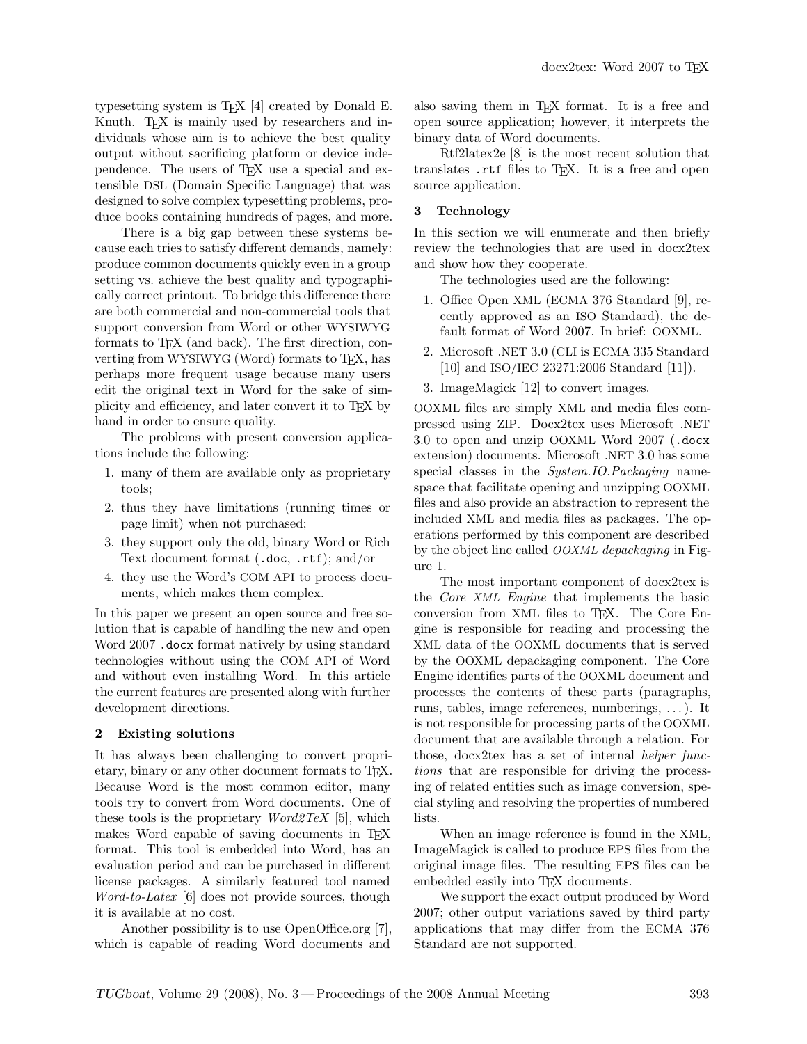typesetting system is TEX [4] created by Donald E. Knuth. TEX is mainly used by researchers and individuals whose aim is to achieve the best quality output without sacrificing platform or device independence. The users of TEX use a special and extensible DSL (Domain Specific Language) that was designed to solve complex typesetting problems, produce books containing hundreds of pages, and more.

There is a big gap between these systems because each tries to satisfy different demands, namely: produce common documents quickly even in a group setting vs. achieve the best quality and typographically correct printout. To bridge this difference there are both commercial and non-commercial tools that support conversion from Word or other WYSIWYG formats to TEX (and back). The first direction, converting from WYSIWYG (Word) formats to TEX, has perhaps more frequent usage because many users edit the original text in Word for the sake of simplicity and efficiency, and later convert it to TEX by hand in order to ensure quality.

The problems with present conversion applications include the following:

1. many of them are available only as proprietary tools;
2. thus they have limitations (running times or page limit) when not purchased;
3. they support only the old, binary Word or Rich Text document format (`.doc`, `.rtf`); and/or
4. they use the Word's COM API to process documents, which makes them complex.

In this paper we present an open source and free solution that is capable of handling the new and open Word 2007 `.docx` format natively by using standard technologies without using the COM API of Word and without even installing Word. In this article the current features are presented along with further development directions.

## 2 Existing solutions

It has always been challenging to convert proprietary, binary or any other document formats to TEX. Because Word is the most common editor, many tools try to convert from Word documents. One of these tools is the proprietary *Word2TeX* [5], which makes Word capable of saving documents in TEX format. This tool is embedded into Word, has an evaluation period and can be purchased in different license packages. A similarly featured tool named *Word-to-Latex* [6] does not provide sources, though it is available at no cost.

Another possibility is to use OpenOffice.org [7], which is capable of reading Word documents and also saving them in TEX format. It is a free and open source application; however, it interprets the binary data of Word documents.

Rtf2latex2e [8] is the most recent solution that translates `.rtf` files to TEX. It is a free and open source application.

## 3 Technology

In this section we will enumerate and then briefly review the technologies that are used in docx2tex and show how they cooperate.

The technologies used are the following:

1. Office Open XML (ECMA 376 Standard [9], recently approved as an ISO Standard), the default format of Word 2007. In brief: OOXML.
2. Microsoft .NET 3.0 (CLI is ECMA 335 Standard [10] and ISO/IEC 23271:2006 Standard [11]).
3. ImageMagick [12] to convert images.

OOXML files are simply XML and media files compressed using ZIP. Docx2tex uses Microsoft .NET 3.0 to open and unzip OOXML Word 2007 (`.docx` extension) documents. Microsoft .NET 3.0 has some special classes in the *System.IO.Packaging* namespace that facilitate opening and unzipping OOXML files and also provide an abstraction to represent the included XML and media files as packages. The operations performed by this component are described by the object line called *OOXML depackaging* in Figure 1.

The most important component of docx2tex is the *Core XML Engine* that implements the basic conversion from XML files to TEX. The Core Engine is responsible for reading and processing the XML data of the OOXML documents that is served by the OOXML depackaging component. The Core Engine identifies parts of the OOXML document and processes the contents of these parts (paragraphs, runs, tables, image references, numberings, ...). It is not responsible for processing parts of the OOXML document that are available through a relation. For those, docx2tex has a set of internal *helper functions* that are responsible for driving the processing of related entities such as image conversion, special styling and resolving the properties of numbered lists.

When an image reference is found in the XML, ImageMagick is called to produce EPS files from the original image files. The resulting EPS files can be embedded easily into TEX documents.

We support the exact output produced by Word 2007; other output variations saved by third party applications that may differ from the ECMA 376 Standard are not supported.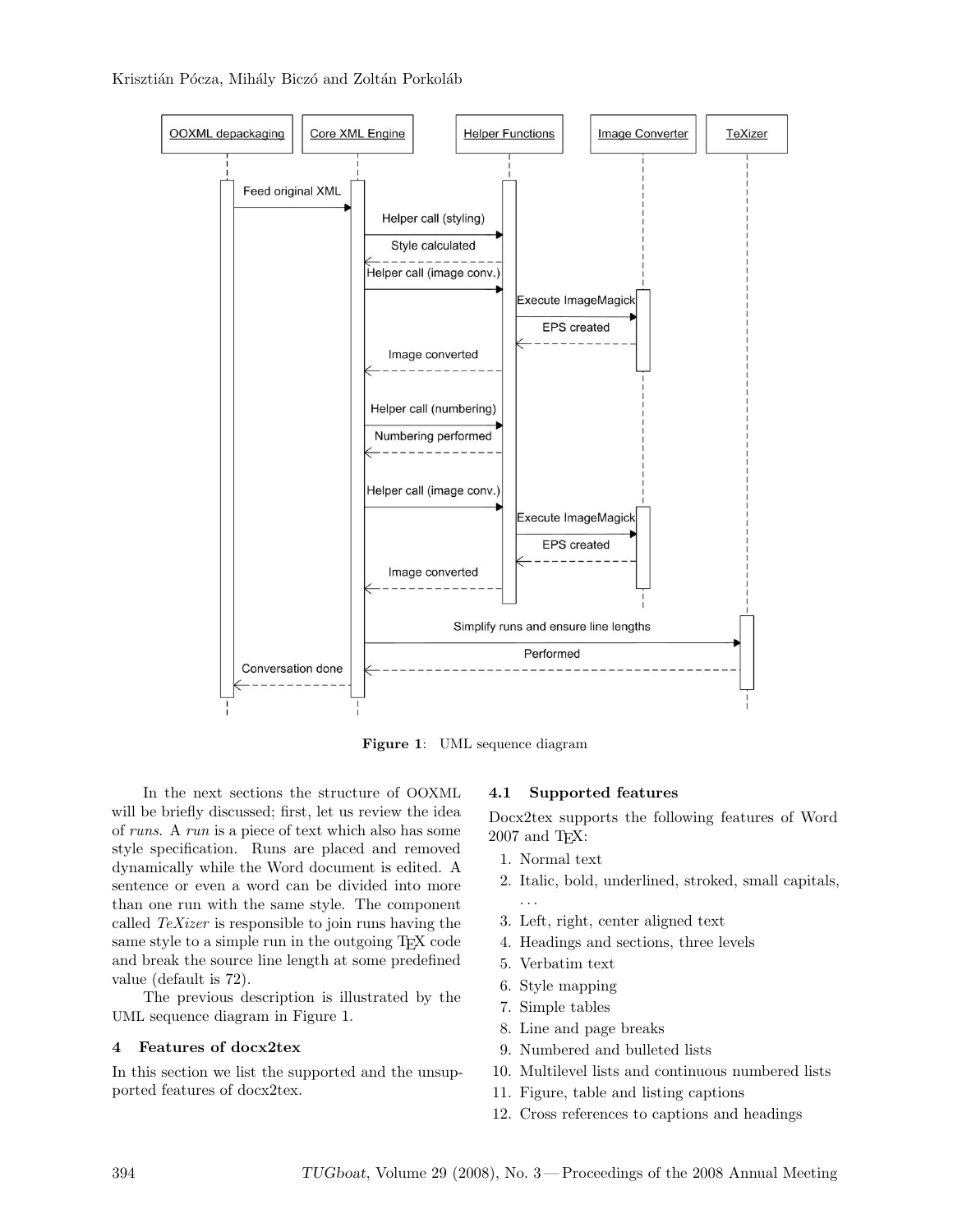Figure 1: UML sequence diagram

In the next sections the structure of OOXML will be briefly discussed; first, let us review the idea of *runs*. A *run* is a piece of text which also has some style specification. Runs are placed and removed dynamically while the Word document is edited. A sentence or even a word can be divided into more than one run with the same style. The component called *TeXizer* is responsible to join runs having the same style to a simple run in the outgoing TEX code and break the source line length at some predefined value (default is 72).

The previous description is illustrated by the UML sequence diagram in Figure 1.

## 4 Features of docx2tex

In this section we list the supported and the unsupported features of docx2tex.

### 4.1 Supported features

Docx2tex supports the following features of Word 2007 and TEX:

1. Normal text
2. Italic, bold, underlined, stroked, small capitals, ...
3. Left, right, center aligned text
4. Headings and sections, three levels
5. Verbatim text
6. Style mapping
7. Simple tables
8. Line and page breaks
9. Numbered and bulleted lists
10. Multilevel lists and continuous numbered lists
11. Figure, table and listing captions
12. Cross references to captions and headings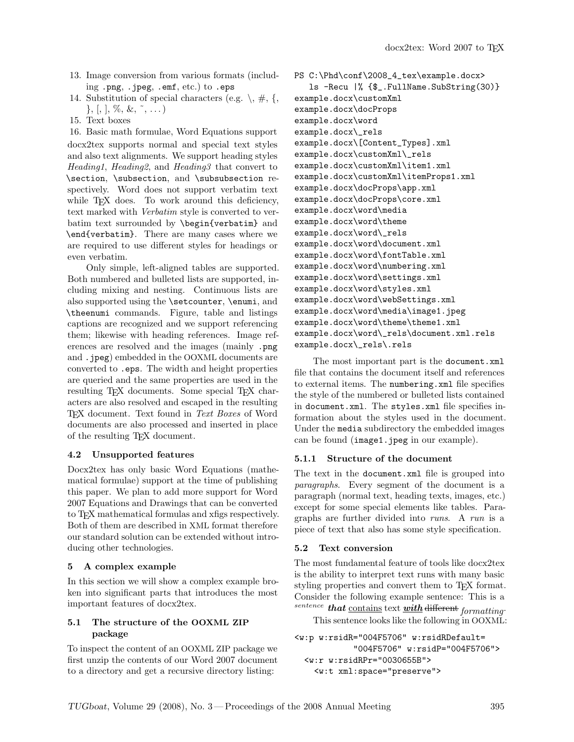13. Image conversion from various formats (including .png, .jpeg, .emf, etc.) to .eps
14. Substitution of special characters (e.g. \, #, {, }, [, ], %, &, ~, ...)
15. Text boxes
16. Basic math formulae, Word Equations support

docx2tex supports normal and special text styles and also text alignments. We support heading styles *Heading1*, *Heading2*, and *Heading3* that convert to `\section`, `\subsection`, and `\subsubsection` respectively. Word does not support verbatim text while TEX does. To work around this deficiency, text marked with *Verbatim* style is converted to verbatim text surrounded by `\begin{verbatim}` and `\end{verbatim}`. There are many cases where we are required to use different styles for headings or even verbatim.

Only simple, left-aligned tables are supported. Both numbered and bulleted lists are supported, including mixing and nesting. Continuous lists are also supported using the `\setcounter`, `\enumi`, and `\theenumi` commands. Figure, table and listings captions are recognized and we support referencing them; likewise with heading references. Image references are resolved and the images (mainly .png and .jpeg) embedded in the OOXML documents are converted to .eps. The width and height properties are queried and the same properties are used in the resulting TEX documents. Some special TEX characters are also resolved and escaped in the resulting TEX document. Text found in *Text Boxes* of Word documents are also processed and inserted in place of the resulting TEX document.

### 4.2 Unsupported features

Docx2tex has only basic Word Equations (mathematical formulae) support at the time of publishing this paper. We plan to add more support for Word 2007 Equations and Drawings that can be converted to TEX mathematical formulas and xfigs respectively. Both of them are described in XML format therefore our standard solution can be extended without introducing other technologies.

## 5 A complex example

In this section we will show a complex example broken into significant parts that introduces the most important features of docx2tex.

### 5.1 The structure of the OOXML ZIP package

To inspect the content of an OOXML ZIP package we first unzip the contents of our Word 2007 document to a directory and get a recursive directory listing:

```
PS C:\Phd\conf\2008_4_tex\example.docx>
   ls -Recu |% {$_.FullName.SubString(30)}
example.docx\customXml
example.docx\docProps
example.docx\word
example.docx\_rels
example.docx\[Content_Types].xml
example.docx\customXml\_rels
example.docx\customXml\item1.xml
example.docx\customXml\itemProps1.xml
example.docx\docProps\app.xml
example.docx\docProps\core.xml
example.docx\word\media
example.docx\word\theme
example.docx\word\_rels
example.docx\word\document.xml
example.docx\word\fontTable.xml
example.docx\word\numbering.xml
example.docx\word\settings.xml
example.docx\word\styles.xml
example.docx\word\webSettings.xml
example.docx\word\media\image1.jpeg
example.docx\word\theme\theme1.xml
example.docx\word\_rels\document.xml.rels
example.docx\_rels\.rels
```

The most important part is the `document.xml` file that contains the document itself and references to external items. The `numbering.xml` file specifies the style of the numbered or bulleted lists contained in `document.xml`. The `styles.xml` file specifies information about the styles used in the document. Under the `media` subdirectory the embedded images can be found (`image1.jpeg` in our example).

#### 5.1.1 Structure of the document

The text in the `document.xml` file is grouped into *paragraphs*. Every segment of the document is a paragraph (normal text, heading texts, images, etc.) except for some special elements like tables. Paragraphs are further divided into *runs*. A *run* is a piece of text that also has some style specification.

### 5.2 Text conversion

The most fundamental feature of tools like docx2tex is the ability to interpret text runs with many basic styling properties and convert them to TEX format. Consider the following example sentence: This is a $^{sentence}$ ***that*** <u>contains</u> text ***<u>with</u>*** ~~different~~ $_{formatting}$.

This sentence looks like the following in OOXML:

```
<w:p w:rsidR="004F5706" w:rsidRDefault=
          "004F5706" w:rsidP="004F5706">
  <w:r w:rsidRPr="0030655B">
    <w:t xml:space="preserve">
```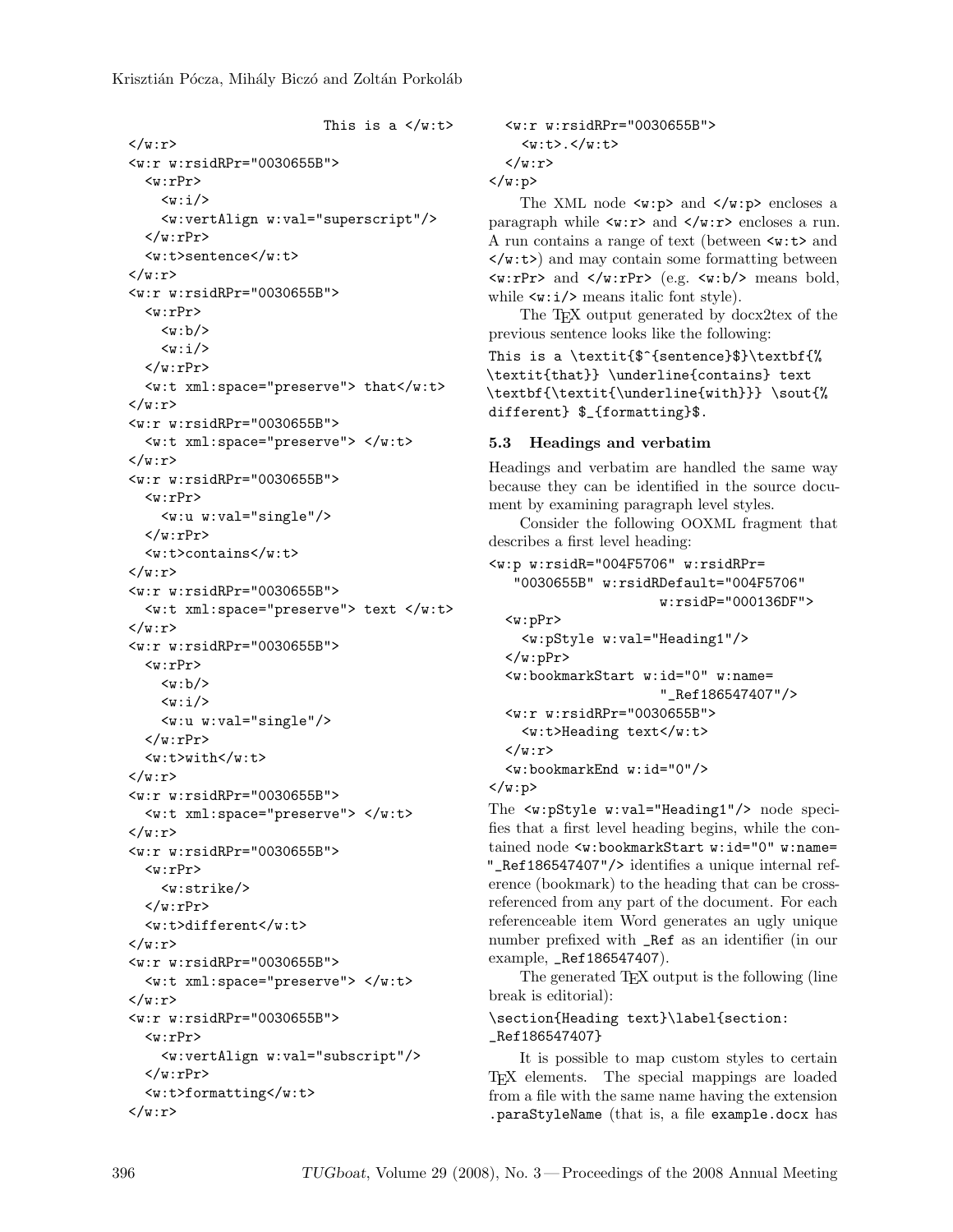```
                        This is a </w:t>
</w:r>
<w:r w:rsidRPr="0030655B">
  <w:rPr>
    <w:i/>
    <w:vertAlign w:val="superscript"/>
  </w:rPr>
  <w:t>sentence</w:t>
</w:r>
<w:r w:rsidRPr="0030655B">
  <w:rPr>
    <w:b/>
    <w:i/>
  </w:rPr>
  <w:t xml:space="preserve"> that</w:t>
</w:r>
<w:r w:rsidRPr="0030655B">
  <w:t xml:space="preserve"> </w:t>
</w:r>
<w:r w:rsidRPr="0030655B">
  <w:rPr>
    <w:u w:val="single"/>
  </w:rPr>
  <w:t>contains</w:t>
</w:r>
<w:r w:rsidRPr="0030655B">
  <w:t xml:space="preserve"> text </w:t>
</w:r>
<w:r w:rsidRPr="0030655B">
  <w:rPr>
    <w:b/>
    <w:i/>
    <w:u w:val="single"/>
  </w:rPr>
  <w:t>with</w:t>
</w:r>
<w:r w:rsidRPr="0030655B">
  <w:t xml:space="preserve"> </w:t>
</w:r>
<w:r w:rsidRPr="0030655B">
  <w:rPr>
    <w:strike/>
  </w:rPr>
  <w:t>different</w:t>
</w:r>
<w:r w:rsidRPr="0030655B">
  <w:t xml:space="preserve"> </w:t>
</w:r>
<w:r w:rsidRPr="0030655B">
  <w:rPr>
    <w:vertAlign w:val="subscript"/>
  </w:rPr>
  <w:t>formatting</w:t>
</w:r>
  <w:r w:rsidRPr="0030655B">
    <w:t>.</w:t>
  </w:r>
</w:p>
```

The XML node `<w:p>` and `</w:p>` encloses a paragraph while `<w:r>` and `</w:r>` encloses a run. A run contains a range of text (between `<w:t>` and `</w:t>`) and may contain some formatting between `<w:rPr>` and `</w:rPr>` (e.g. `<w:b/>` means bold, while `<w:i/>` means italic font style).

The TeX output generated by docx2tex of the previous sentence looks like the following:

```
This is a \textit{$^{sentence}$}\textbf{%
\textit{that}} \underline{contains} text
\textbf{\textit{\underline{with}}} \sout{%
different} $_{formatting}$.
```

### 5.3 Headings and verbatim

Headings and verbatim are handled the same way because they can be identified in the source document by examining paragraph level styles.

Consider the following OOXML fragment that describes a first level heading:

```
<w:p w:rsidR="004F5706" w:rsidRPr=
   "0030655B" w:rsidRDefault="004F5706"
                  w:rsidP="000136DF">
  <w:pPr>
    <w:pStyle w:val="Heading1"/>
  </w:pPr>
  <w:bookmarkStart w:id="0" w:name=
                  "_Ref186547407"/>
  <w:r w:rsidRPr="0030655B">
    <w:t>Heading text</w:t>
  </w:r>
  <w:bookmarkEnd w:id="0"/>
</w:p>
```

The `<w:pStyle w:val="Heading1"/>` node specifies that a first level heading begins, while the contained node `<w:bookmarkStart w:id="0" w:name="_Ref186547407"/>` identifies a unique internal reference (bookmark) to the heading that can be cross-referenced from any part of the document. For each referenceable item Word generates an ugly unique number prefixed with `_Ref` as an identifier (in our example, `_Ref186547407`).

The generated TeX output is the following (line break is editorial):

```
\section{Heading text}\label{section:
_Ref186547407}
```

It is possible to map custom styles to certain TeX elements. The special mappings are loaded from a file with the same name having the extension `.paraStyleName` (that is, a file `example.docx` has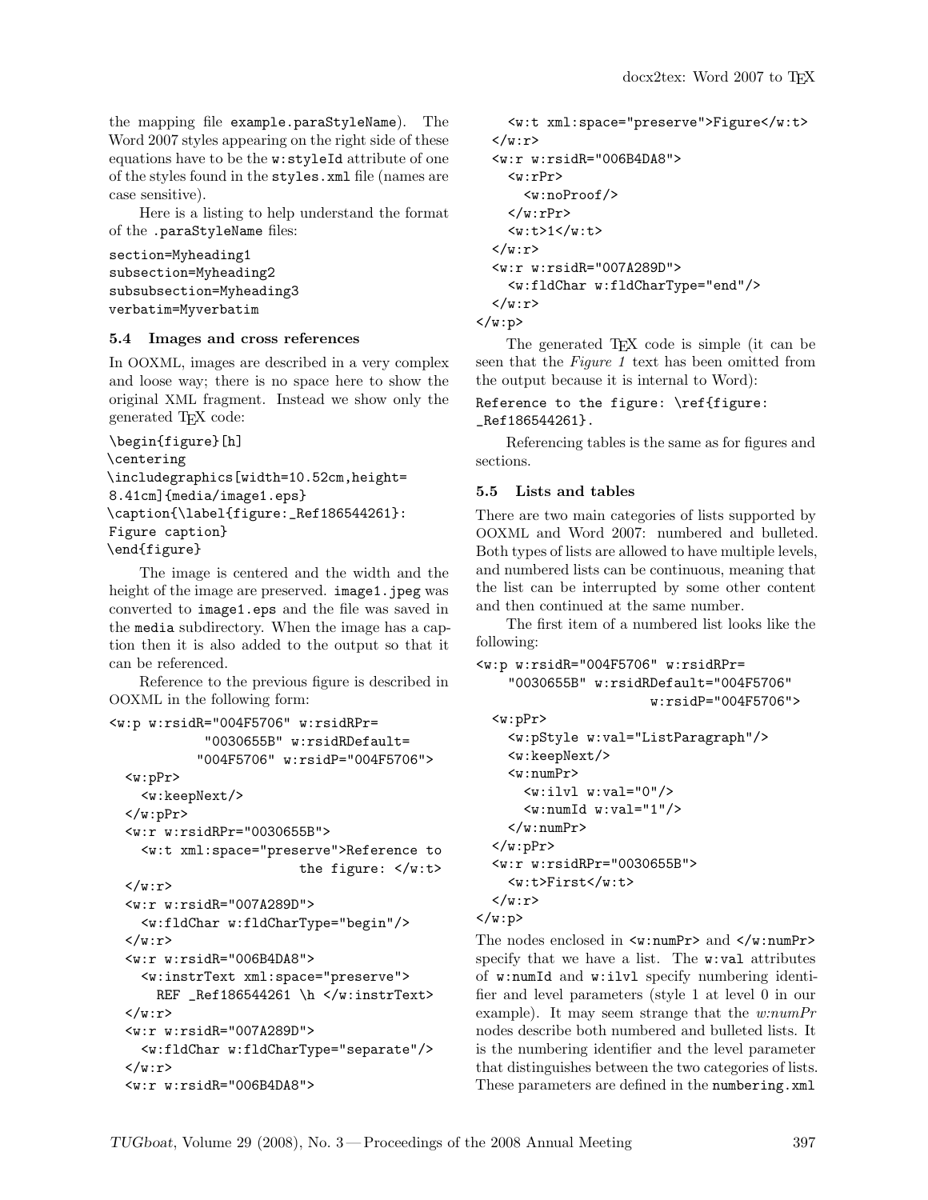the mapping file example.paraStyleName). The Word 2007 styles appearing on the right side of these equations have to be the w:styleId attribute of one of the styles found in the styles.xml file (names are case sensitive).

Here is a listing to help understand the format of the .paraStyleName files:

```
section=Myheading1
subsection=Myheading2
subsubsection=Myheading3
verbatim=Myverbatim
```

### 5.4 Images and cross references

In OOXML, images are described in a very complex and loose way; there is no space here to show the original XML fragment. Instead we show only the generated TEX code:

```
\begin{figure}[h]
\centering
\includegraphics[width=10.52cm,height=
8.41cm]{media/image1.eps}
\caption{\label{figure:_Ref186544261}:
Figure caption}
\end{figure}
```

The image is centered and the width and the height of the image are preserved. image1.jpeg was converted to image1.eps and the file was saved in the media subdirectory. When the image has a caption then it is also added to the output so that it can be referenced.

Reference to the previous figure is described in OOXML in the following form:

```
<w:p w:rsidR="004F5706" w:rsidRPr=
           "0030655B" w:rsidRDefault=
          "004F5706" w:rsidP="004F5706">
  <w:pPr>
    <w:keepNext/>
  </w:pPr>
  <w:r w:rsidRPr="0030655B">
    <w:t xml:space="preserve">Reference to
                       the figure: </w:t>
  </w:r>
  <w:r w:rsidR="007A289D">
    <w:fldChar w:fldCharType="begin"/>
  </w:r>
  <w:r w:rsidR="006B4DA8">
    <w:instrText xml:space="preserve">
      REF _Ref186544261 \h </w:instrText>
  </w:r>
  <w:r w:rsidR="007A289D">
    <w:fldChar w:fldCharType="separate"/>
  </w:r>
  <w:r w:rsidR="006B4DA8">
    <w:t xml:space="preserve">Figure</w:t>
  </w:r>
  <w:r w:rsidR="006B4DA8">
    <w:rPr>
      <w:noProof/>
    </w:rPr>
    <w:t>1</w:t>
  </w:r>
  <w:r w:rsidR="007A289D">
    <w:fldChar w:fldCharType="end"/>
  </w:r>
</w:p>
```

The generated TEX code is simple (it can be seen that the *Figure 1* text has been omitted from the output because it is internal to Word):

```
Reference to the figure: \ref{figure:
_Ref186544261}.
```

Referencing tables is the same as for figures and sections.

### 5.5 Lists and tables

There are two main categories of lists supported by OOXML and Word 2007: numbered and bulleted. Both types of lists are allowed to have multiple levels, and numbered lists can be continuous, meaning that the list can be interrupted by some other content and then continued at the same number.

The first item of a numbered list looks like the following:

```
<w:p w:rsidR="004F5706" w:rsidRPr=
    "0030655B" w:rsidRDefault="004F5706"
                     w:rsidP="004F5706">
  <w:pPr>
    <w:pStyle w:val="ListParagraph"/>
    <w:keepNext/>
    <w:numPr>
      <w:ilvl w:val="0"/>
      <w:numId w:val="1"/>
    </w:numPr>
  </w:pPr>
  <w:r w:rsidRPr="0030655B">
    <w:t>First</w:t>
  </w:r>
</w:p>
```

The nodes enclosed in <w:numPr> and </w:numPr> specify that we have a list. The w:val attributes of w:numId and w:ilvl specify numbering identifier and level parameters (style 1 at level 0 in our example). It may seem strange that the *w:numPr* nodes describe both numbered and bulleted lists. It is the numbering identifier and the level parameter that distinguishes between the two categories of lists. These parameters are defined in the numbering.xml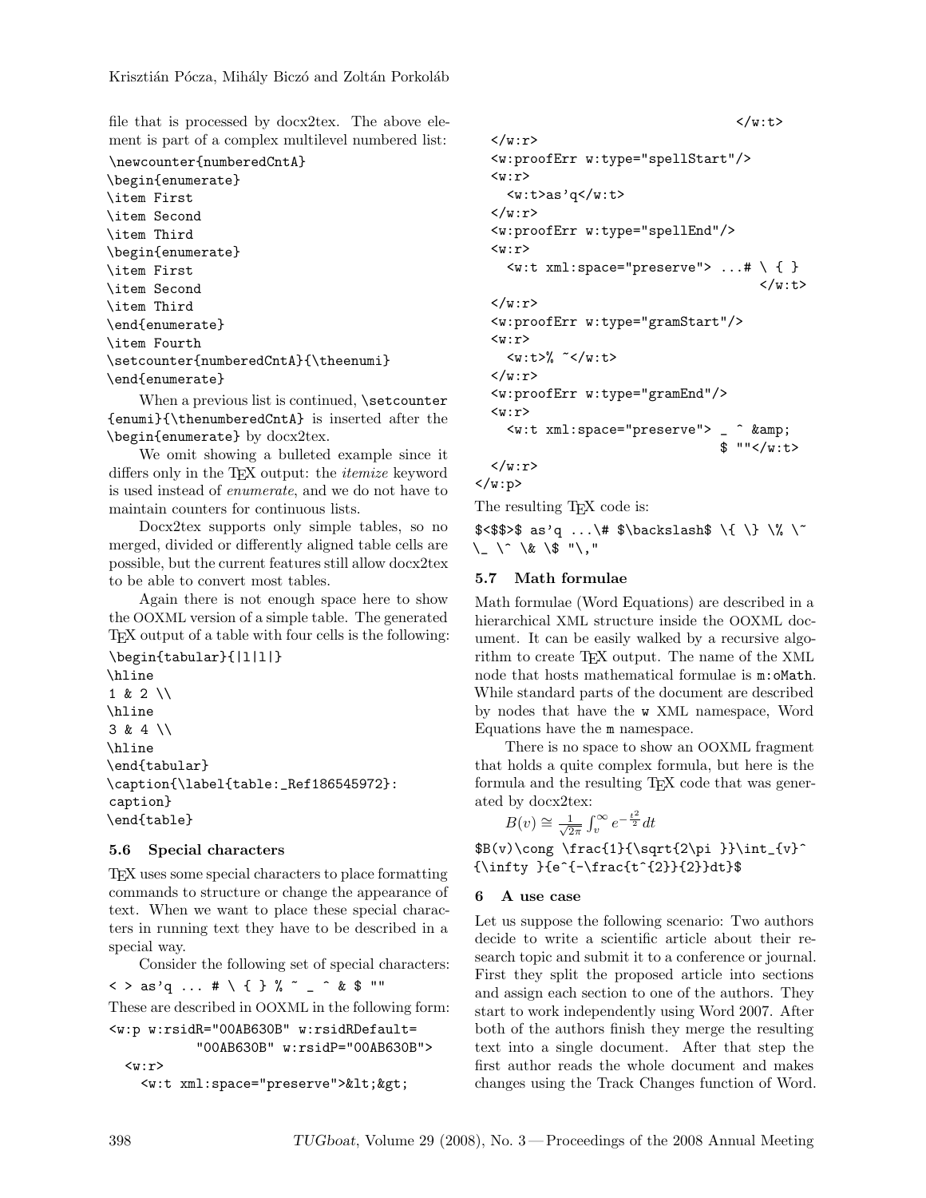file that is processed by docx2tex. The above element is part of a complex multilevel numbered list:

```
\newcounter{numberedCntA}
\begin{enumerate}
\item First
\item Second
\item Third
\begin{enumerate}
\item First
\item Second
\item Third
\end{enumerate}
\item Fourth
\setcounter{numberedCntA}{\theenumi}
\end{enumerate}
```

When a previous list is continued, `\setcounter{enumi}{\thenumberedCntA}` is inserted after the `\begin{enumerate}` by docx2tex.

We omit showing a bulleted example since it differs only in the TEX output: the *itemize* keyword is used instead of *enumerate*, and we do not have to maintain counters for continuous lists.

Docx2tex supports only simple tables, so no merged, divided or differently aligned table cells are possible, but the current features still allow docx2tex to be able to convert most tables.

Again there is not enough space here to show the OOXML version of a simple table. The generated TEX output of a table with four cells is the following:

```
\begin{tabular}{|l|l|}
\hline
1 & 2 \\
\hline
3 & 4 \\
\hline
\end{tabular}
\caption{\label{table:_Ref186545972}:
caption}
\end{table}
```

## 5.6 Special characters

TEX uses some special characters to place formatting commands to structure or change the appearance of text. When we want to place these special characters in running text they have to be described in a special way.

Consider the following set of special characters:

```
< > as'q ... # \ { } % ~ _ ^ & $ ""
```

These are described in OOXML in the following form:

```
<w:p w:rsidR="00AB630B" w:rsidRDefault=
          "00AB630B" w:rsidP="00AB630B">
  <w:r>
    <w:t xml:space="preserve">&lt;&gt;
                                        </w:t>
  </w:r>
  <w:proofErr w:type="spellStart"/>
  <w:r>
    <w:t>as'q</w:t>
  </w:r>
  <w:proofErr w:type="spellEnd"/>
  <w:r>
    <w:t xml:space="preserve"> ...# \ { }
                                        </w:t>
  </w:r>
  <w:proofErr w:type="gramStart"/>
  <w:r>
    <w:t>% ~</w:t>
  </w:r>
  <w:proofErr w:type="gramEnd"/>
  <w:r>
    <w:t xml:space="preserve"> _ ^ &amp;
                              $ ""</w:t>
  </w:r>
</w:p>
```

The resulting TEX code is:

```
$<$$>$ as'q ...\# $\backslash$ \{ \} \% \~
\_ \^ \& \$ "\,"
```

## 5.7 Math formulae

Math formulae (Word Equations) are described in a hierarchical XML structure inside the OOXML document. It can be easily walked by a recursive algorithm to create TEX output. The name of the XML node that hosts mathematical formulae is `m:oMath`. While standard parts of the document are described by nodes that have the `w` XML namespace, Word Equations have the `m` namespace.

There is no space to show an OOXML fragment that holds a quite complex formula, but here is the formula and the resulting TEX code that was generated by docx2tex:

$B(v)\cong \frac{1}{\sqrt{2\pi }}\int_{v}^{\infty }{e^{-\frac{t^{2}}{2}}dt}$

```
$B(v)\cong \frac{1}{\sqrt{2\pi }}\int_{v}^
{\infty }{e^{-\frac{t^{2}}{2}}dt}$
```

## 6 A use case

Let us suppose the following scenario: Two authors decide to write a scientific article about their research topic and submit it to a conference or journal. First they split the proposed article into sections and assign each section to one of the authors. They start to work independently using Word 2007. After both of the authors finish they merge the resulting text into a single document. After that step the first author reads the whole document and makes changes using the Track Changes function of Word.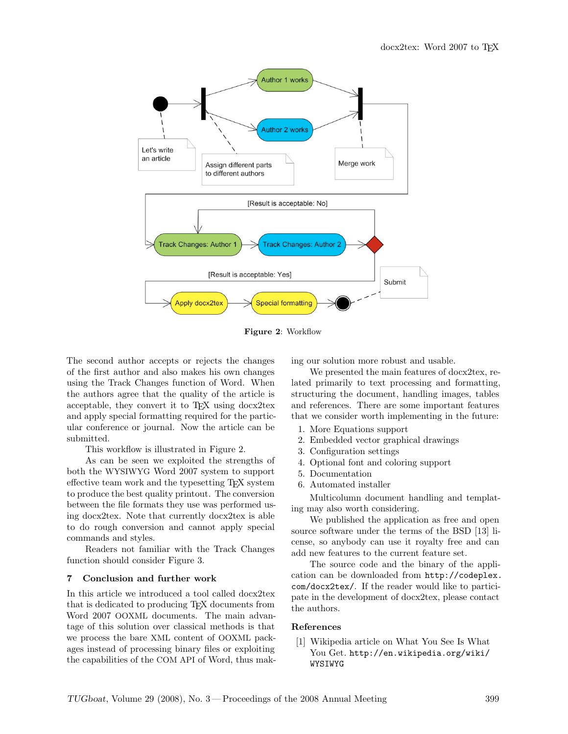**Figure 2**: Workflow

The second author accepts or rejects the changes of the first author and also makes his own changes using the Track Changes function of Word. When the authors agree that the quality of the article is acceptable, they convert it to TEX using docx2tex and apply special formatting required for the particular conference or journal. Now the article can be submitted.

This workflow is illustrated in Figure 2.

As can be seen we exploited the strengths of both the WYSIWYG Word 2007 system to support effective team work and the typesetting TEX system to produce the best quality printout. The conversion between the file formats they use was performed using docx2tex. Note that currently docx2tex is able to do rough conversion and cannot apply special commands and styles.

Readers not familiar with the Track Changes function should consider Figure 3.

## 7 Conclusion and further work

In this article we introduced a tool called docx2tex that is dedicated to producing TEX documents from Word 2007 OOXML documents. The main advantage of this solution over classical methods is that we process the bare XML content of OOXML packages instead of processing binary files or exploiting the capabilities of the COM API of Word, thus making our solution more robust and usable.

We presented the main features of docx2tex, related primarily to text processing and formatting, structuring the document, handling images, tables and references. There are some important features that we consider worth implementing in the future:

1. More Equations support
2. Embedded vector graphical drawings
3. Configuration settings
4. Optional font and coloring support
5. Documentation
6. Automated installer

Multicolumn document handling and templating may also worth considering.

We published the application as free and open source software under the terms of the BSD [13] license, so anybody can use it royalty free and can add new features to the current feature set.

The source code and the binary of the application can be downloaded from `http://codeplex.com/docx2tex/`. If the reader would like to participate in the development of docx2tex, please contact the authors.

## References

[1] Wikipedia article on What You See Is What You Get. `http://en.wikipedia.org/wiki/WYSIWYG`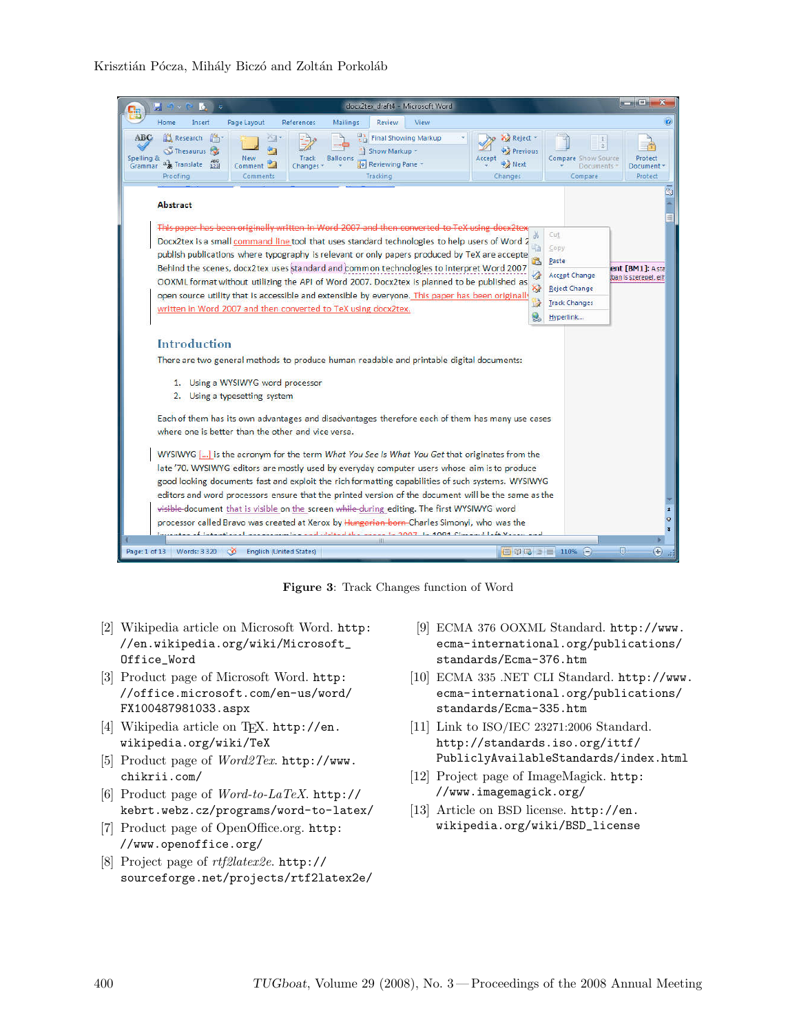Figure 3: Track Changes function of Word

[2] Wikipedia article on Microsoft Word. http://en.wikipedia.org/wiki/Microsoft_Office_Word

[3] Product page of Microsoft Word. http://office.microsoft.com/en-us/word/FX100487981033.aspx

[4] Wikipedia article on TeX. http://en.wikipedia.org/wiki/TeX

[5] Product page of *Word2Tex*. http://www.chikrii.com/

[6] Product page of *Word-to-LaTeX*. http://kebrt.webz.cz/programs/word-to-latex/

[7] Product page of OpenOffice.org. http://www.openoffice.org/

[8] Project page of *rtf2latex2e*. http://sourceforge.net/projects/rtf2latex2e/

[9] ECMA 376 OOXML Standard. http://www.ecma-international.org/publications/standards/Ecma-376.htm

[10] ECMA 335 .NET CLI Standard. http://www.ecma-international.org/publications/standards/Ecma-335.htm

[11] Link to ISO/IEC 23271:2006 Standard. http://standards.iso.org/ittf/PubliclyAvailableStandards/index.html

[12] Project page of ImageMagick. http://www.imagemagick.org/

[13] Article on BSD license. http://en.wikipedia.org/wiki/BSD_license